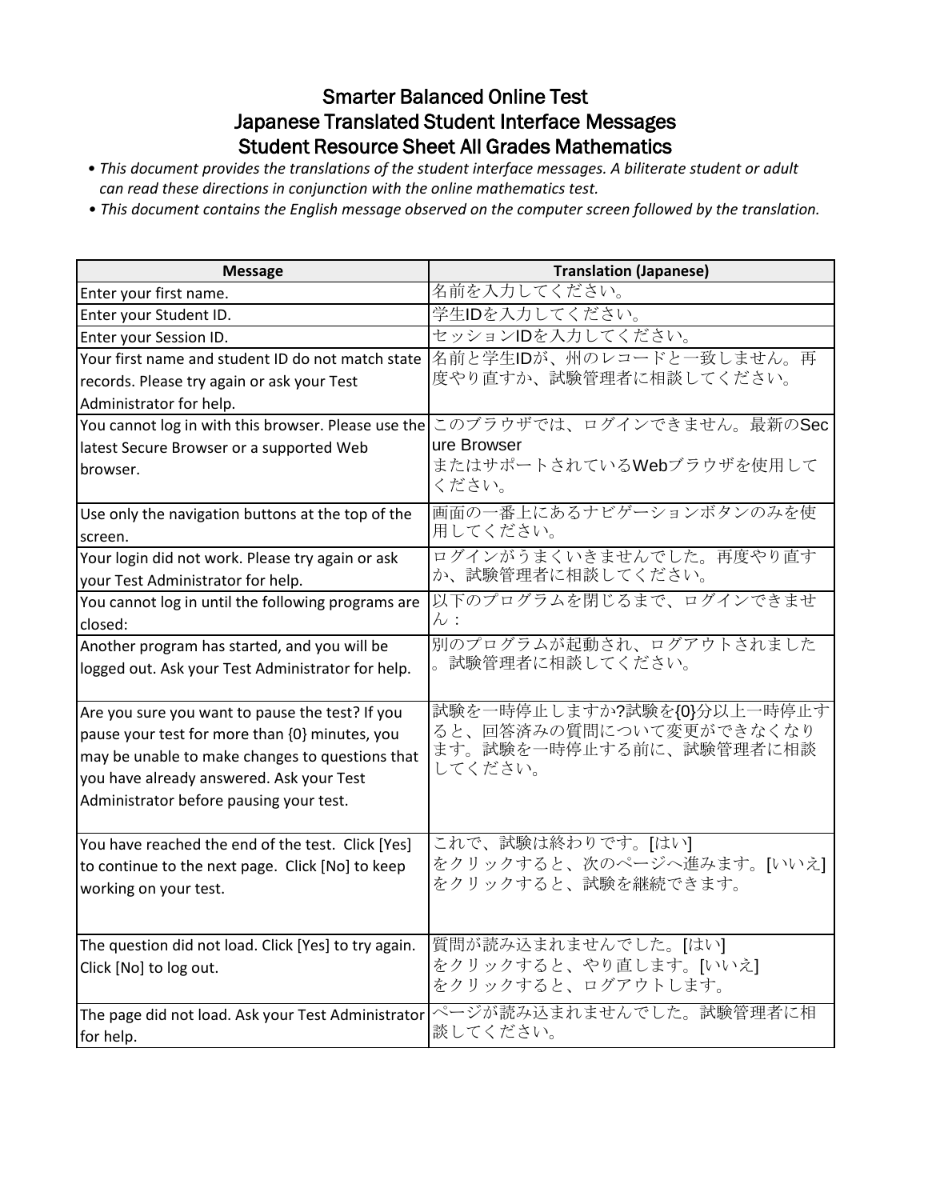# Smarter Balanced Online Test
# Japanese Translated Student Interface Messages
# Student Resource Sheet All Grades Mathematics

- *This document provides the translations of the student interface messages. A biliterate student or adult can read these directions in conjunction with the online mathematics test.*
- *This document contains the English message observed on the computer screen followed by the translation.*

| Message | Translation (Japanese) |
|---|---|
| Enter your first name. | 名前を入力してください。 |
| Enter your Student ID. | 学生IDを入力してください。 |
| Enter your Session ID. | セッションIDを入力してください。 |
| Your first name and student ID do not match state records. Please try again or ask your Test Administrator for help. | 名前と学生IDが、州のレコードと一致しません。再度やり直すか、試験管理者に相談してください。 |
| You cannot log in with this browser. Please use the latest Secure Browser or a supported Web browser. | このブラウザでは、ログインできません。最新のSecure Browser またはサポートされているWebブラウザを使用してください。 |
| Use only the navigation buttons at the top of the screen. | 画面の一番上にあるナビゲーションボタンのみを使用してください。 |
| Your login did not work. Please try again or ask your Test Administrator for help. | ログインがうまくいきませんでした。再度やり直すか、試験管理者に相談してください。 |
| You cannot log in until the following programs are closed: | 以下のプログラムを閉じるまで、ログインできません： |
| Another program has started, and you will be logged out. Ask your Test Administrator for help. | 別のプログラムが起動され、ログアウトされました。試験管理者に相談してください。 |
| Are you sure you want to pause the test? If you pause your test for more than {0} minutes, you may be unable to make changes to questions that you have already answered. Ask your Test Administrator before pausing your test. | 試験を一時停止しますか?試験を{0}分以上一時停止すると、回答済みの質問について変更ができなくなります。試験を一時停止する前に、試験管理者に相談してください。 |
| You have reached the end of the test. Click [Yes] to continue to the next page. Click [No] to keep working on your test. | これで、試験は終わりです。[はい] をクリックすると、次のページへ進みます。[いいえ] をクリックすると、試験を継続できます。 |
| The question did not load. Click [Yes] to try again. Click [No] to log out. | 質問が読み込まれませんでした。[はい] をクリックすると、やり直します。[いいえ] をクリックすると、ログアウトします。 |
| The page did not load. Ask your Test Administrator for help. | ページが読み込まれませんでした。試験管理者に相談してください。 |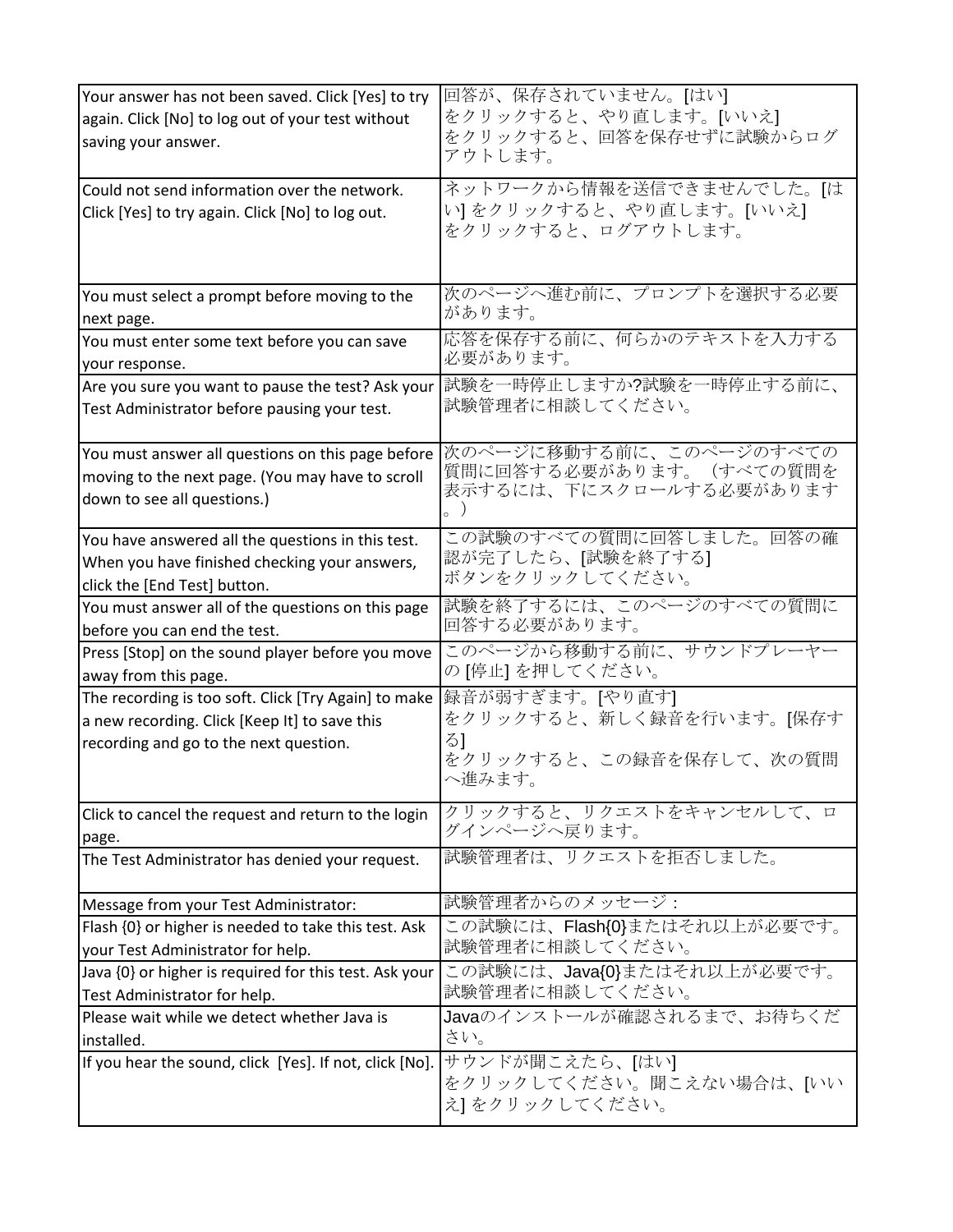| | |
|---|---|
| Your answer has not been saved. Click [Yes] to try again. Click [No] to log out of your test without saving your answer. | 回答が、保存されていません。[はい]をクリックすると、やり直します。[いいえ]をクリックすると、回答を保存せずに試験からログアウトします。 |
| Could not send information over the network. Click [Yes] to try again. Click [No] to log out. | ネットワークから情報を送信できませんでした。[はい] をクリックすると、やり直します。[いいえ]をクリックすると、ログアウトします。 |
| You must select a prompt before moving to the next page. | 次のページへ進む前に、プロンプトを選択する必要があります。 |
| You must enter some text before you can save your response. | 応答を保存する前に、何らかのテキストを入力する必要があります。 |
| Are you sure you want to pause the test? Ask your Test Administrator before pausing your test. | 試験を一時停止しますか?試験を一時停止する前に、試験管理者に相談してください。 |
| You must answer all questions on this page before moving to the next page. (You may have to scroll down to see all questions.) | 次のページに移動する前に、このページのすべての質問に回答する必要があります。（すべての質問を表示するには、下にスクロールする必要があります。） |
| You have answered all the questions in this test. When you have finished checking your answers, click the [End Test] button. | この試験のすべての質問に回答しました。回答の確認が完了したら、[試験を終了する]ボタンをクリックしてください。 |
| You must answer all of the questions on this page before you can end the test. | 試験を終了するには、このページのすべての質問に回答する必要があります。 |
| Press [Stop] on the sound player before you move away from this page. | このページから移動する前に、サウンドプレーヤーの [停止] を押してください。 |
| The recording is too soft. Click [Try Again] to make a new recording. Click [Keep It] to save this recording and go to the next question. | 録音が弱すぎます。[やり直す]をクリックすると、新しく録音を行います。[保存する]をクリックすると、この録音を保存して、次の質問へ進みます。 |
| Click to cancel the request and return to the login page. | クリックすると、リクエストをキャンセルして、ログインページへ戻ります。 |
| The Test Administrator has denied your request. | 試験管理者は、リクエストを拒否しました。 |
| Message from your Test Administrator: | 試験管理者からのメッセージ： |
| Flash {0} or higher is needed to take this test. Ask your Test Administrator for help. | この試験には、Flash{0}またはそれ以上が必要です。試験管理者に相談してください。 |
| Java {0} or higher is required for this test. Ask your Test Administrator for help. | この試験には、Java{0}またはそれ以上が必要です。試験管理者に相談してください。 |
| Please wait while we detect whether Java is installed. | Javaのインストールが確認されるまで、お待ちください。 |
| If you hear the sound, click [Yes]. If not, click [No]. | サウンドが聞こえたら、[はい]をクリックしてください。聞こえない場合は、[いいえ] をクリックしてください。 |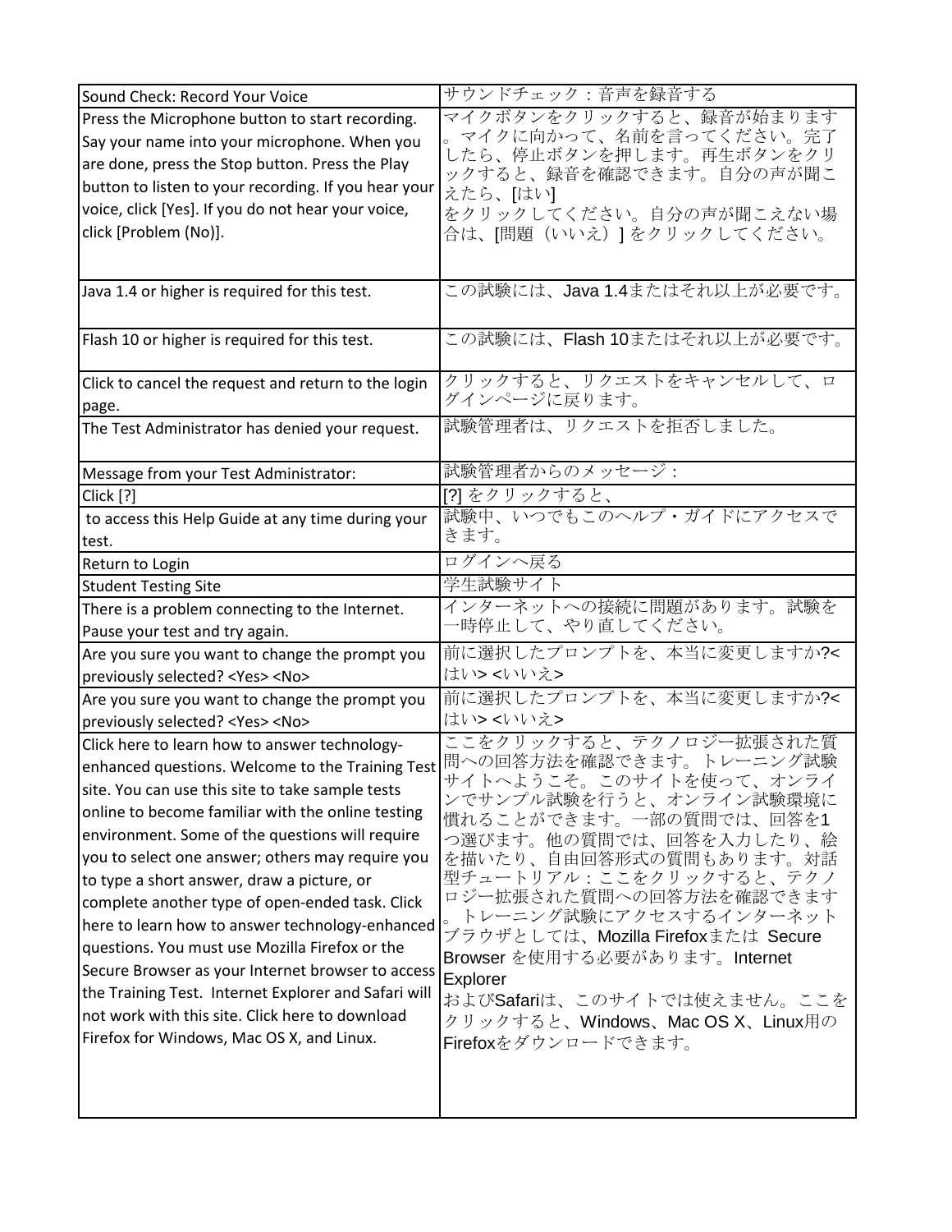| Sound Check: Record Your Voice | サウンドチェック：音声を録音する |
|---|---|
| Press the Microphone button to start recording. Say your name into your microphone. When you are done, press the Stop button. Press the Play button to listen to your recording. If you hear your voice, click [Yes]. If you do not hear your voice, click [Problem (No)]. | マイクボタンをクリックすると、録音が始まります。マイクに向かって、名前を言ってください。完了したら、停止ボタンを押します。再生ボタンをクリックすると、録音を確認できます。自分の声が聞こえたら、[はい] をクリックしてください。自分の声が聞こえない場合は、[問題（いいえ）] をクリックしてください。 |
| Java 1.4 or higher is required for this test. | この試験には、Java 1.4またはそれ以上が必要です。 |
| Flash 10 or higher is required for this test. | この試験には、Flash 10またはそれ以上が必要です。 |
| Click to cancel the request and return to the login page. | クリックすると、リクエストをキャンセルして、ログインページに戻ります。 |
| The Test Administrator has denied your request. | 試験管理者は、リクエストを拒否しました。 |
| Message from your Test Administrator: | 試験管理者からのメッセージ： |
| Click [?] | [?] をクリックすると、 |
| to access this Help Guide at any time during your test. | 試験中、いつでもこのヘルプ・ガイドにアクセスできます。 |
| Return to Login | ログインへ戻る |
| Student Testing Site | 学生試験サイト |
| There is a problem connecting to the Internet. Pause your test and try again. | インターネットへの接続に問題があります。試験を一時停止して、やり直してください。 |
| Are you sure you want to change the prompt you previously selected? <Yes> <No> | 前に選択したプロンプトを、本当に変更しますか?<はい> <いいえ> |
| Are you sure you want to change the prompt you previously selected? <Yes> <No> | 前に選択したプロンプトを、本当に変更しますか?<はい> <いいえ> |
| Click here to learn how to answer technology-enhanced questions. Welcome to the Training Test site. You can use this site to take sample tests online to become familiar with the online testing environment. Some of the questions will require you to select one answer; others may require you to type a short answer, draw a picture, or complete another type of open-ended task. Click here to learn how to answer technology-enhanced questions. You must use Mozilla Firefox or the Secure Browser as your Internet browser to access the Training Test. Internet Explorer and Safari will not work with this site. Click here to download Firefox for Windows, Mac OS X, and Linux. | ここをクリックすると、テクノロジー拡張された質問への回答方法を確認できます。トレーニング試験サイトへようこそ。このサイトを使って、オンラインでサンプル試験を行うと、オンライン試験環境に慣れることができます。一部の質問では、回答を1つ選びます。他の質問では、回答を入力したり、絵を描いたり、自由回答形式の質問もあります。対話型チュートリアル：ここをクリックすると、テクノロジー拡張された質問への回答方法を確認できます。トレーニング試験にアクセスするインターネットブラウザとしては、Mozilla Firefoxまたは Secure Browser を使用する必要があります。Internet Explorer およびSafariは、このサイトでは使えません。ここをクリックすると、Windows、Mac OS X、Linux用のFirefoxをダウンロードできます。 |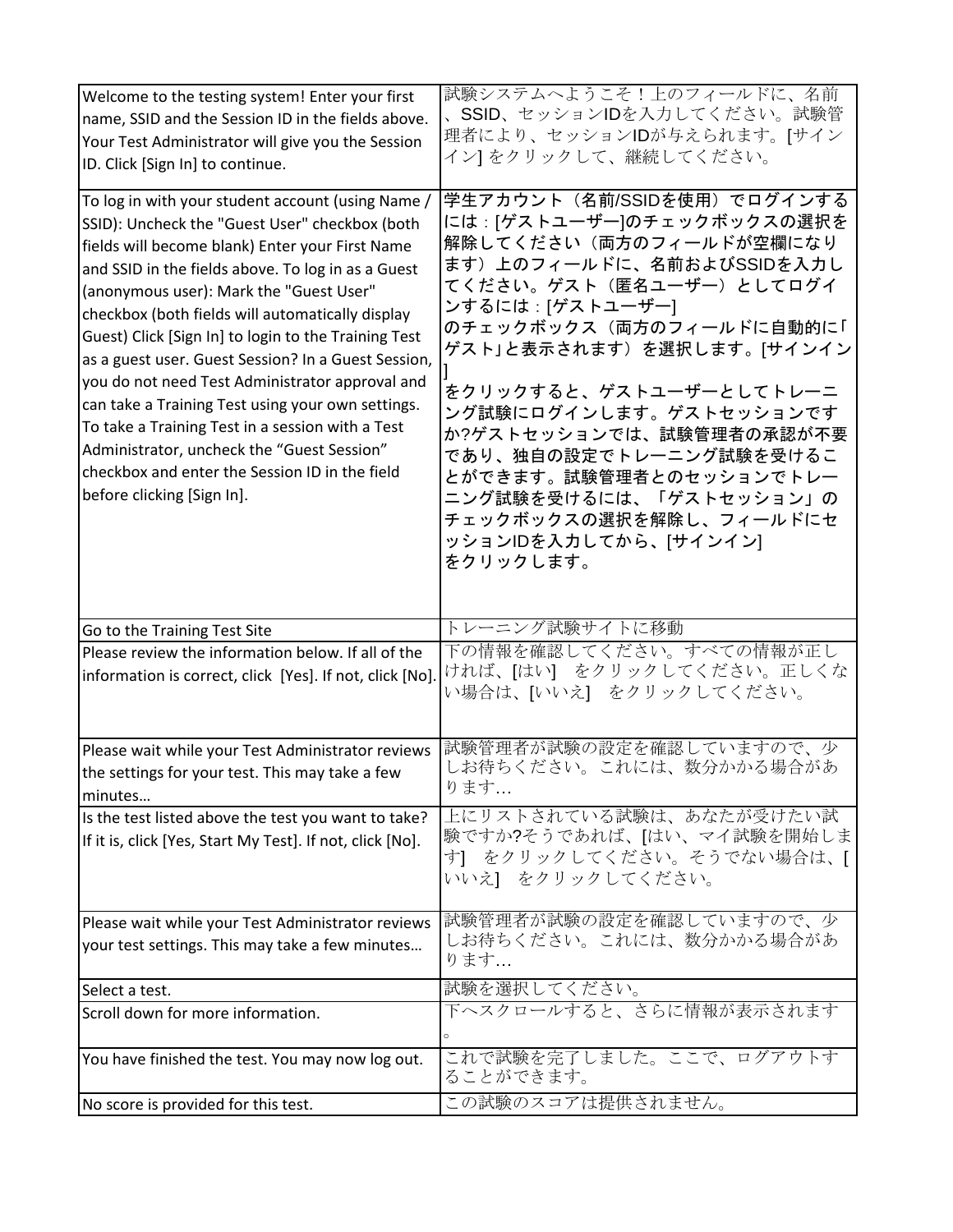| | |
|---|---|
| Welcome to the testing system! Enter your first name, SSID and the Session ID in the fields above. Your Test Administrator will give you the Session ID. Click [Sign In] to continue. | 試験システムへようこそ！上のフィールドに、名前、SSID、セッションIDを入力してください。試験管理者により、セッションIDが与えられます。[サインイン] をクリックして、継続してください。 |
| To log in with your student account (using Name / SSID): Uncheck the "Guest User" checkbox (both fields will become blank) Enter your First Name and SSID in the fields above. To log in as a Guest (anonymous user): Mark the "Guest User" checkbox (both fields will automatically display Guest) Click [Sign In] to login to the Training Test as a guest user. Guest Session? In a Guest Session, you do not need Test Administrator approval and can take a Training Test using your own settings. To take a Training Test in a session with a Test Administrator, uncheck the “Guest Session” checkbox and enter the Session ID in the field before clicking [Sign In]. | 学生アカウント（名前/SSIDを使用）でログインするには：[ゲストユーザー]のチェックボックスの選択を解除してください（両方のフィールドが空欄になります）上のフィールドに、名前およびSSIDを入力してください。ゲスト（匿名ユーザー）としてログインするには：[ゲストユーザー]のチェックボックス（両方のフィールドに自動的に「ゲスト」と表示されます）を選択します。[サインイン]をクリックすると、ゲストユーザーとしてトレーニング試験にログインします。ゲストセッションですか?ゲストセッションでは、試験管理者の承認が不要であり、独自の設定でトレーニング試験を受けることができます。試験管理者とのセッションでトレーニング試験を受けるには、「ゲストセッション」のチェックボックスの選択を解除し、フィールドにセッションIDを入力してから、[サインイン]をクリックします。 |
| Go to the Training Test Site | トレーニング試験サイトに移動 |
| Please review the information below. If all of the information is correct, click [Yes]. If not, click [No]. | 下の情報を確認してください。すべての情報が正しければ、[はい] をクリックしてください。正しくない場合は、[いいえ] をクリックしてください。 |
| Please wait while your Test Administrator reviews the settings for your test. This may take a few minutes… | 試験管理者が試験の設定を確認していますので、少しお待ちください。これには、数分かかる場合があります… |
| Is the test listed above the test you want to take? If it is, click [Yes, Start My Test]. If not, click [No]. | 上にリストされている試験は、あなたが受けたい試験ですか?そうであれば、[はい、マイ試験を開始します] をクリックしてください。そうでない場合は、[いいえ] をクリックしてください。 |
| Please wait while your Test Administrator reviews your test settings. This may take a few minutes… | 試験管理者が試験の設定を確認していますので、少しお待ちください。これには、数分かかる場合があります… |
| Select a test. | 試験を選択してください。 |
| Scroll down for more information. | 下へスクロールすると、さらに情報が表示されます。 |
| You have finished the test. You may now log out. | これで試験を完了しました。ここで、ログアウトすることができます。 |
| No score is provided for this test. | この試験のスコアは提供されません。 |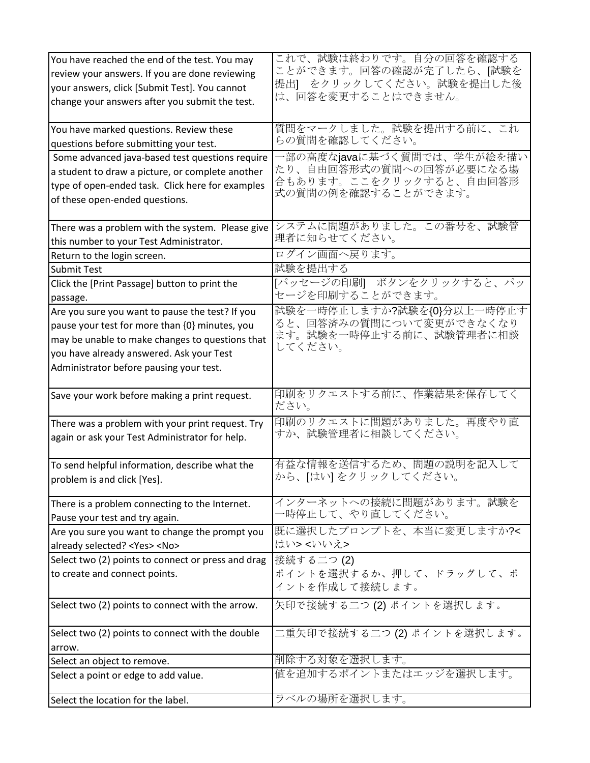| | |
|---|---|
| You have reached the end of the test. You may review your answers. If you are done reviewing your answers, click [Submit Test]. You cannot change your answers after you submit the test. | これで、試験は終わりです。自分の回答を確認することができます。回答の確認が完了したら、[試験を提出] をクリックしてください。試験を提出した後は、回答を変更することはできません。 |
| You have marked questions. Review these questions before submitting your test. | 質問をマークしました。試験を提出する前に、これらの質問を確認してください。 |
| Some advanced java-based test questions require a student to draw a picture, or complete another type of open-ended task. Click here for examples of these open-ended questions. | 一部の高度なjavaに基づく質問では、学生が絵を描いたり、自由回答形式の質問への回答が必要になる場合もあります。ここをクリックすると、自由回答形式の質問の例を確認することができます。 |
| There was a problem with the system. Please give this number to your Test Administrator. | システムに問題がありました。この番号を、試験管理者に知らせてください。 |
| Return to the login screen. | ログイン画面へ戻ります。 |
| Submit Test | 試験を提出する |
| Click the [Print Passage] button to print the passage. | [パッセージの印刷] ボタンをクリックすると、パッセージを印刷することができます。 |
| Are you sure you want to pause the test? If you pause your test for more than {0} minutes, you may be unable to make changes to questions that you have already answered. Ask your Test Administrator before pausing your test. | 試験を一時停止しますか?試験を{0}分以上一時停止すると、回答済みの質問について変更ができなくなります。試験を一時停止する前に、試験管理者に相談してください。 |
| Save your work before making a print request. | 印刷をリクエストする前に、作業結果を保存してください。 |
| There was a problem with your print request. Try again or ask your Test Administrator for help. | 印刷のリクエストに問題がありました。再度やり直すか、試験管理者に相談してください。 |
| To send helpful information, describe what the problem is and click [Yes]. | 有益な情報を送信するため、問題の説明を記入してから、[はい] をクリックしてください。 |
| There is a problem connecting to the Internet. Pause your test and try again. | インターネットへの接続に問題があります。試験を一時停止して、やり直してください。 |
| Are you sure you want to change the prompt you already selected? <Yes> <No> | 既に選択したプロンプトを、本当に変更しますか?<はい> <いいえ> |
| Select two (2) points to connect or press and drag to create and connect points. | 接続する二つ (2) ポイントを選択するか、押して、ドラッグして、ポイントを作成して接続します。 |
| Select two (2) points to connect with the arrow. | 矢印で接続する二つ (2) ポイントを選択します。 |
| Select two (2) points to connect with the double arrow. | 二重矢印で接続する二つ (2) ポイントを選択します。 |
| Select an object to remove. | 削除する対象を選択します。 |
| Select a point or edge to add value. | 値を追加するポイントまたはエッジを選択します。 |
| Select the location for the label. | ラベルの場所を選択します。 |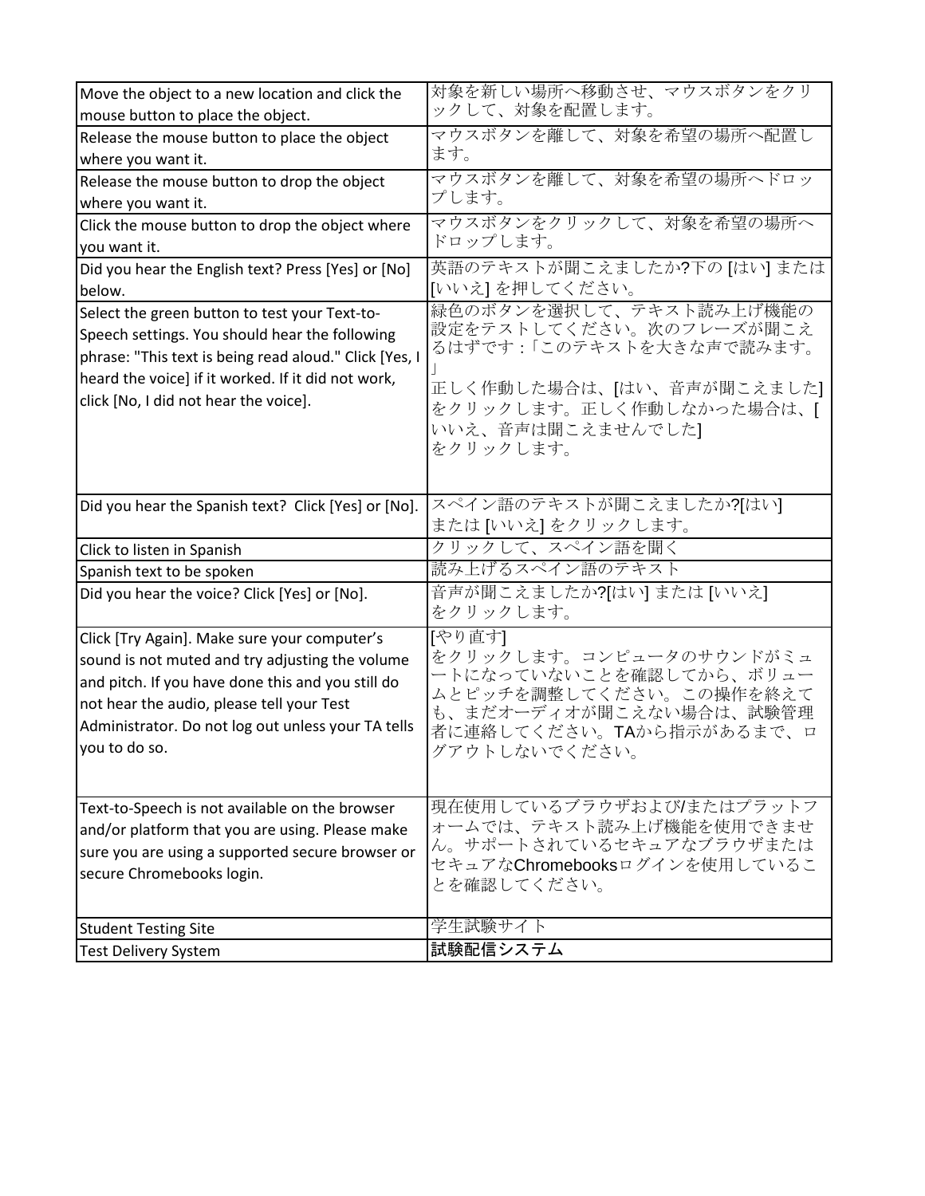| | |
|---|---|
| Move the object to a new location and click the mouse button to place the object. | 対象を新しい場所へ移動させ、マウスボタンをクリックして、対象を配置します。 |
| Release the mouse button to place the object where you want it. | マウスボタンを離して、対象を希望の場所へ配置します。 |
| Release the mouse button to drop the object where you want it. | マウスボタンを離して、対象を希望の場所へドロップします。 |
| Click the mouse button to drop the object where you want it. | マウスボタンをクリックして、対象を希望の場所へドロップします。 |
| Did you hear the English text? Press [Yes] or [No] below. | 英語のテキストが聞こえましたか?下の [はい] または [いいえ] を押してください。 |
| Select the green button to test your Text-to-Speech settings. You should hear the following phrase: "This text is being read aloud." Click [Yes, I heard the voice] if it worked. If it did not work, click [No, I did not hear the voice]. | 緑色のボタンを選択して、テキスト読み上げ機能の設定をテストしてください。次のフレーズが聞こえるはずです:「このテキストを大きな声で読みます。」<br>正しく作動した場合は、[はい、音声が聞こえました] をクリックします。正しく作動しなかった場合は、[いいえ、音声は聞こえませんでした] をクリックします。 |
| Did you hear the Spanish text? Click [Yes] or [No]. | スペイン語のテキストが聞こえましたか?[はい] または [いいえ] をクリックします。 |
| Click to listen in Spanish | クリックして、スペイン語を聞く |
| Spanish text to be spoken | 読み上げるスペイン語のテキスト |
| Did you hear the voice? Click [Yes] or [No]. | 音声が聞こえましたか?[はい] または [いいえ] をクリックします。 |
| Click [Try Again]. Make sure your computer's sound is not muted and try adjusting the volume and pitch. If you have done this and you still do not hear the audio, please tell your Test Administrator. Do not log out unless your TA tells you to do so. | [やり直す] をクリックします。コンピュータのサウンドがミュートになっていないことを確認してから、ボリュームとピッチを調整してください。この操作を終えても、まだオーディオが聞こえない場合は、試験管理者に連絡してください。TAから指示があるまで、ログアウトしないでください。 |
| Text-to-Speech is not available on the browser and/or platform that you are using. Please make sure you are using a supported secure browser or secure Chromebooks login. | 現在使用しているブラウザおよび/またはプラットフォームでは、テキスト読み上げ機能を使用できません。サポートされているセキュアなブラウザまたはセキュアなChromebooksログインを使用していることを確認してください。 |
| Student Testing Site | 学生試験サイト |
| Test Delivery System | 試験配信システム |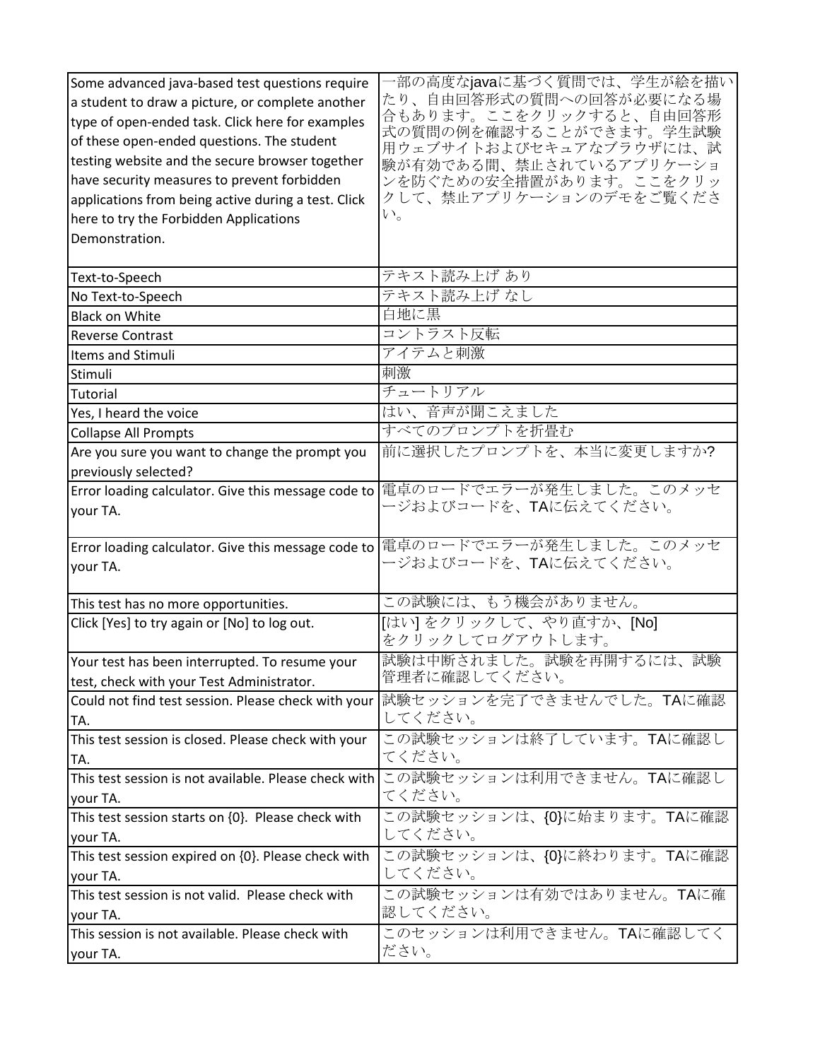| | |
|---|---|
| Some advanced java-based test questions require a student to draw a picture, or complete another type of open-ended task. Click here for examples of these open-ended questions. The student testing website and the secure browser together have security measures to prevent forbidden applications from being active during a test. Click here to try the Forbidden Applications Demonstration. | 一部の高度なjavaに基づく質問では、学生が絵を描いたり、自由回答形式の質問への回答が必要になる場合もあります。ここをクリックすると、自由回答形式の質問の例を確認することができます。学生試験用ウェブサイトおよびセキュアなブラウザには、試験が有効である間、禁止されているアプリケーションを防ぐための安全措置があります。ここをクリックして、禁止アプリケーションのデモをご覧ください。 |
| Text-to-Speech | テキスト読み上げ あり |
| No Text-to-Speech | テキスト読み上げ なし |
| Black on White | 白地に黒 |
| Reverse Contrast | コントラスト反転 |
| Items and Stimuli | アイテムと刺激 |
| Stimuli | 刺激 |
| Tutorial | チュートリアル |
| Yes, I heard the voice | はい、音声が聞こえました |
| Collapse All Prompts | すべてのプロンプトを折畳む |
| Are you sure you want to change the prompt you previously selected? | 前に選択したプロンプトを、本当に変更しますか? |
| Error loading calculator. Give this message code to your TA. | 電卓のロードでエラーが発生しました。このメッセージおよびコードを、TAに伝えてください。 |
| Error loading calculator. Give this message code to your TA. | 電卓のロードでエラーが発生しました。このメッセージおよびコードを、TAに伝えてください。 |
| This test has no more opportunities. | この試験には、もう機会がありません。 |
| Click [Yes] to try again or [No] to log out. | [はい] をクリックして、やり直すか、[No] をクリックしてログアウトします。 |
| Your test has been interrupted. To resume your test, check with your Test Administrator. | 試験は中断されました。試験を再開するには、試験管理者に確認してください。 |
| Could not find test session. Please check with your TA. | 試験セッションを完了できませんでした。TAに確認してください。 |
| This test session is closed. Please check with your TA. | この試験セッションは終了しています。TAに確認してください。 |
| This test session is not available. Please check with your TA. | この試験セッションは利用できません。TAに確認してください。 |
| This test session starts on {0}. Please check with your TA. | この試験セッションは、{0}に始まります。TAに確認してください。 |
| This test session expired on {0}. Please check with your TA. | この試験セッションは、{0}に終わります。TAに確認してください。 |
| This test session is not valid. Please check with your TA. | この試験セッションは有効ではありません。TAに確認してください。 |
| This session is not available. Please check with your TA. | このセッションは利用できません。TAに確認してください。 |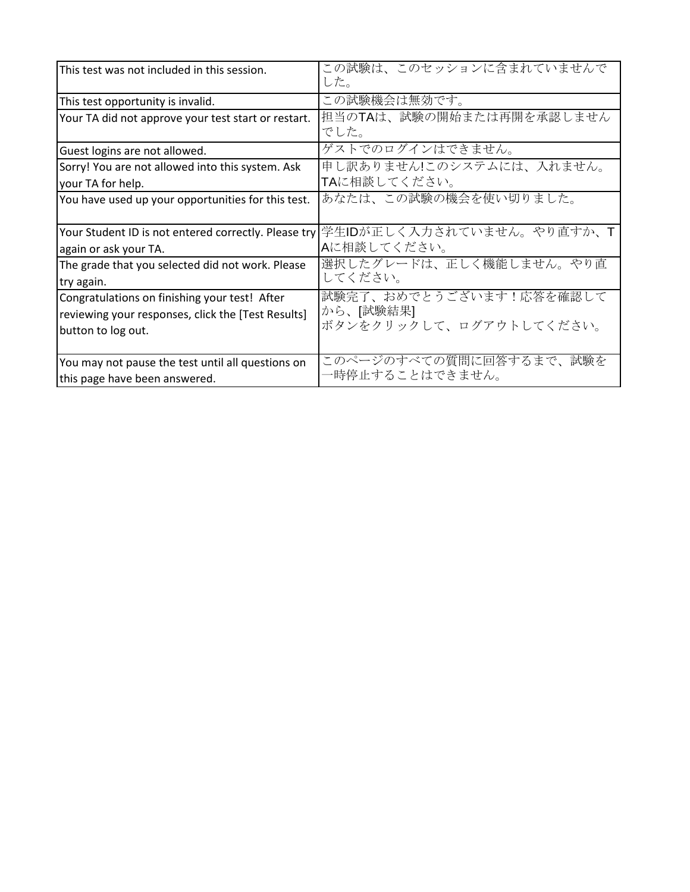| | |
|---|---|
| This test was not included in this session. | この試験は、このセッションに含まれていませんでした。 |
| This test opportunity is invalid. | この試験機会は無効です。 |
| Your TA did not approve your test start or restart. | 担当のTAは、試験の開始または再開を承認しませんでした。 |
| Guest logins are not allowed. | ゲストでのログインはできません。 |
| Sorry! You are not allowed into this system. Ask your TA for help. | 申し訳ありません!このシステムには、入れません。TAに相談してください。 |
| You have used up your opportunities for this test. | あなたは、この試験の機会を使い切りました。 |
| Your Student ID is not entered correctly. Please try again or ask your TA. | 学生IDが正しく入力されていません。やり直すか、TAに相談してください。 |
| The grade that you selected did not work. Please try again. | 選択したグレードは、正しく機能しません。やり直してください。 |
| Congratulations on finishing your test! After reviewing your responses, click the [Test Results] button to log out. | 試験完了、おめでとうございます！応答を確認してから、[試験結果]ボタンをクリックして、ログアウトしてください。 |
| You may not pause the test until all questions on this page have been answered. | このページのすべての質問に回答するまで、試験を一時停止することはできません。 |